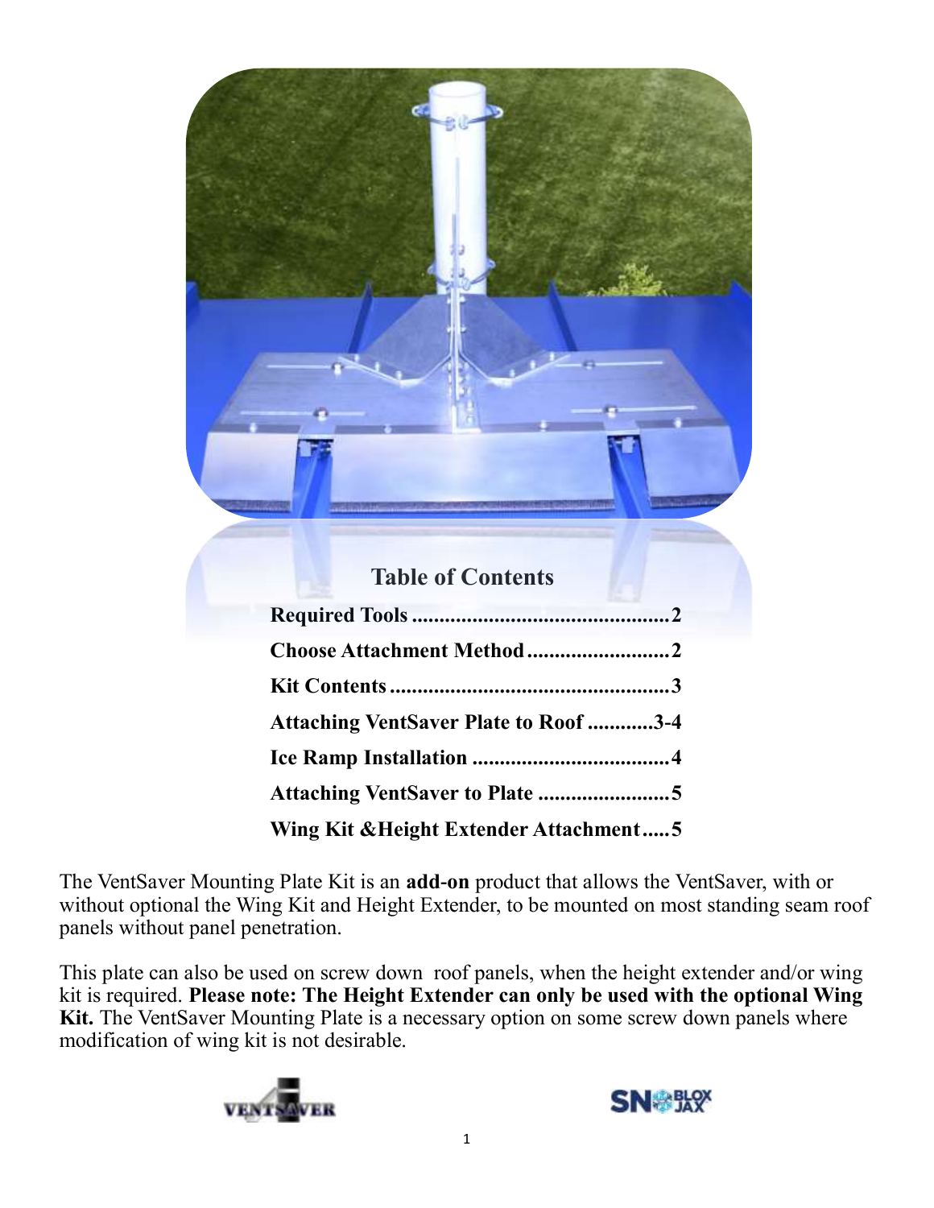## Table of Contents

| | |
|---|---|
| **Required Tools** | **2** |
| **Choose Attachment Method** | **2** |
| **Kit Contents** | **3** |
| **Attaching VentSaver Plate to Roof** | **3-4** |
| **Ice Ramp Installation** | **4** |
| **Attaching VentSaver to Plate** | **5** |
| **Wing Kit &Height Extender Attachment** | **5** |

The VentSaver Mounting Plate Kit is an **add-on** product that allows the VentSaver, with or without optional the Wing Kit and Height Extender, to be mounted on most standing seam roof panels without panel penetration.

This plate can also be used on screw down roof panels, when the height extender and/or wing kit is required. **Please note: The Height Extender can only be used with the optional Wing Kit.** The VentSaver Mounting Plate is a necessary option on some screw down panels where modification of wing kit is not desirable.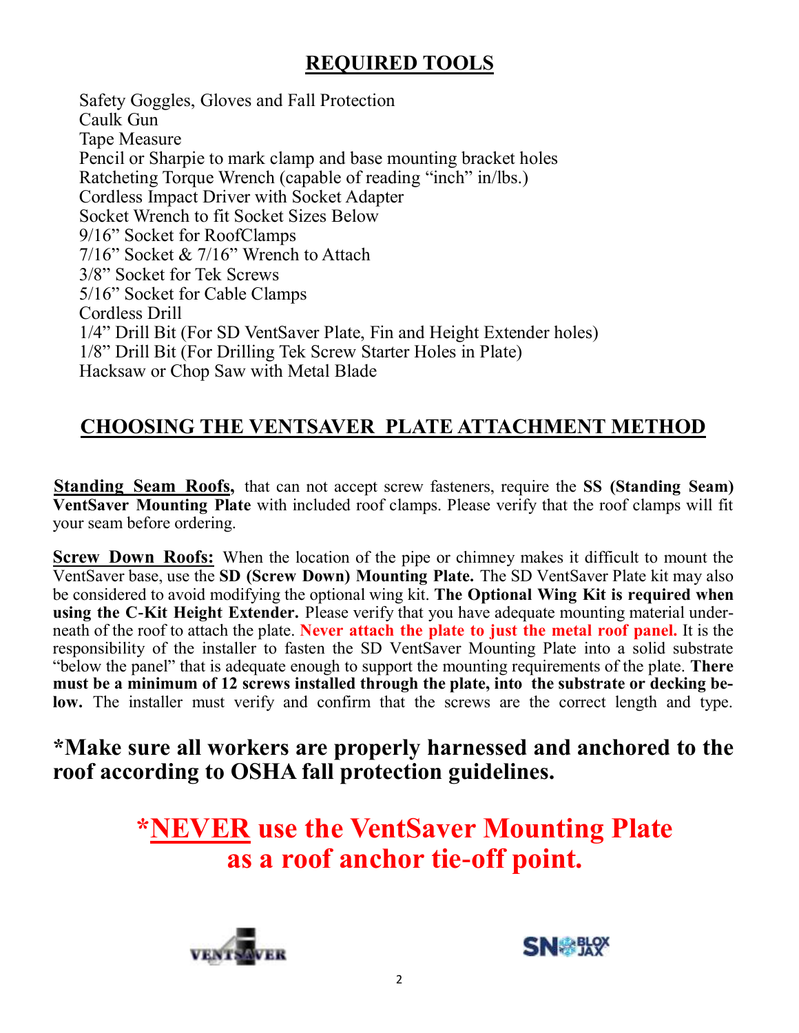## REQUIRED TOOLS

Safety Goggles, Gloves and Fall Protection
Caulk Gun
Tape Measure
Pencil or Sharpie to mark clamp and base mounting bracket holes
Ratcheting Torque Wrench (capable of reading "inch" in/lbs.)
Cordless Impact Driver with Socket Adapter
Socket Wrench to fit Socket Sizes Below
9/16" Socket for RoofClamps
7/16" Socket & 7/16" Wrench to Attach
3/8" Socket for Tek Screws
5/16" Socket for Cable Clamps
Cordless Drill
1/4" Drill Bit (For SD VentSaver Plate, Fin and Height Extender holes)
1/8" Drill Bit (For Drilling Tek Screw Starter Holes in Plate)
Hacksaw or Chop Saw with Metal Blade

## CHOOSING THE VENTSAVER PLATE ATTACHMENT METHOD

**Standing Seam Roofs,** that can not accept screw fasteners, require the **SS (Standing Seam) VentSaver Mounting Plate** with included roof clamps. Please verify that the roof clamps will fit your seam before ordering.

**Screw Down Roofs:** When the location of the pipe or chimney makes it difficult to mount the VentSaver base, use the **SD (Screw Down) Mounting Plate.** The SD VentSaver Plate kit may also be considered to avoid modifying the optional wing kit. **The Optional Wing Kit is required when using the C-Kit Height Extender.** Please verify that you have adequate mounting material underneath of the roof to attach the plate. **Never attach the plate to just the metal roof panel.** It is the responsibility of the installer to fasten the SD VentSaver Mounting Plate into a solid substrate "below the panel" that is adequate enough to support the mounting requirements of the plate. **There must be a minimum of 12 screws installed through the plate, into the substrate or decking below.** The installer must verify and confirm that the screws are the correct length and type.

**\*Make sure all workers are properly harnessed and anchored to the roof according to OSHA fall protection guidelines.**

**\*NEVER use the VentSaver Mounting Plate as a roof anchor tie-off point.**

VENTSAVER

SNO BLOX JAX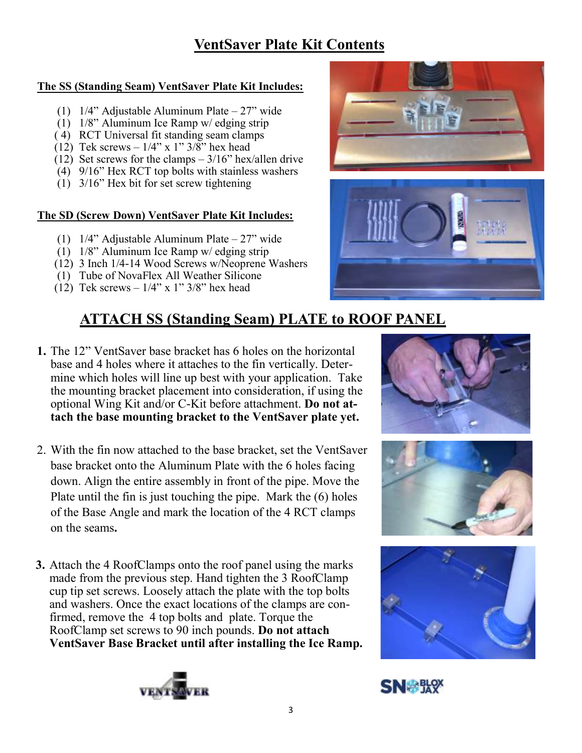# VentSaver Plate Kit Contents

**The SS (Standing Seam) VentSaver Plate Kit Includes:**

- (1) 1/4" Adjustable Aluminum Plate – 27" wide
- (1) 1/8" Aluminum Ice Ramp w/ edging strip
- (4) RCT Universal fit standing seam clamps
- (12) Tek screws – 1/4" x 1" 3/8" hex head
- (12) Set screws for the clamps – 3/16" hex/allen drive
- (4) 9/16" Hex RCT top bolts with stainless washers
- (1) 3/16" Hex bit for set screw tightening

**The SD (Screw Down) VentSaver Plate Kit Includes:**

- (1) 1/4" Adjustable Aluminum Plate – 27" wide
- (1) 1/8" Aluminum Ice Ramp w/ edging strip
- (12) 3 Inch 1/4-14 Wood Screws w/Neoprene Washers
- (1) Tube of NovaFlex All Weather Silicone
- (12) Tek screws – 1/4" x 1" 3/8" hex head

## ATTACH SS (Standing Seam) PLATE to ROOF PANEL

1. The 12" VentSaver base bracket has 6 holes on the horizontal base and 4 holes where it attaches to the fin vertically. Determine which holes will line up best with your application. Take the mounting bracket placement into consideration, if using the optional Wing Kit and/or C-Kit before attachment. **Do not attach the base mounting bracket to the VentSaver plate yet.**

2. With the fin now attached to the base bracket, set the VentSaver base bracket onto the Aluminum Plate with the 6 holes facing down. Align the entire assembly in front of the pipe. Move the Plate until the fin is just touching the pipe. Mark the (6) holes of the Base Angle and mark the location of the 4 RCT clamps on the seams**.**

3. Attach the 4 RoofClamps onto the roof panel using the marks made from the previous step. Hand tighten the 3 RoofClamp cup tip set screws. Loosely attach the plate with the top bolts and washers. Once the exact locations of the clamps are confirmed, remove the 4 top bolts and plate. Torque the RoofClamp set screws to 90 inch pounds. **Do not attach VentSaver Base Bracket until after installing the Ice Ramp.**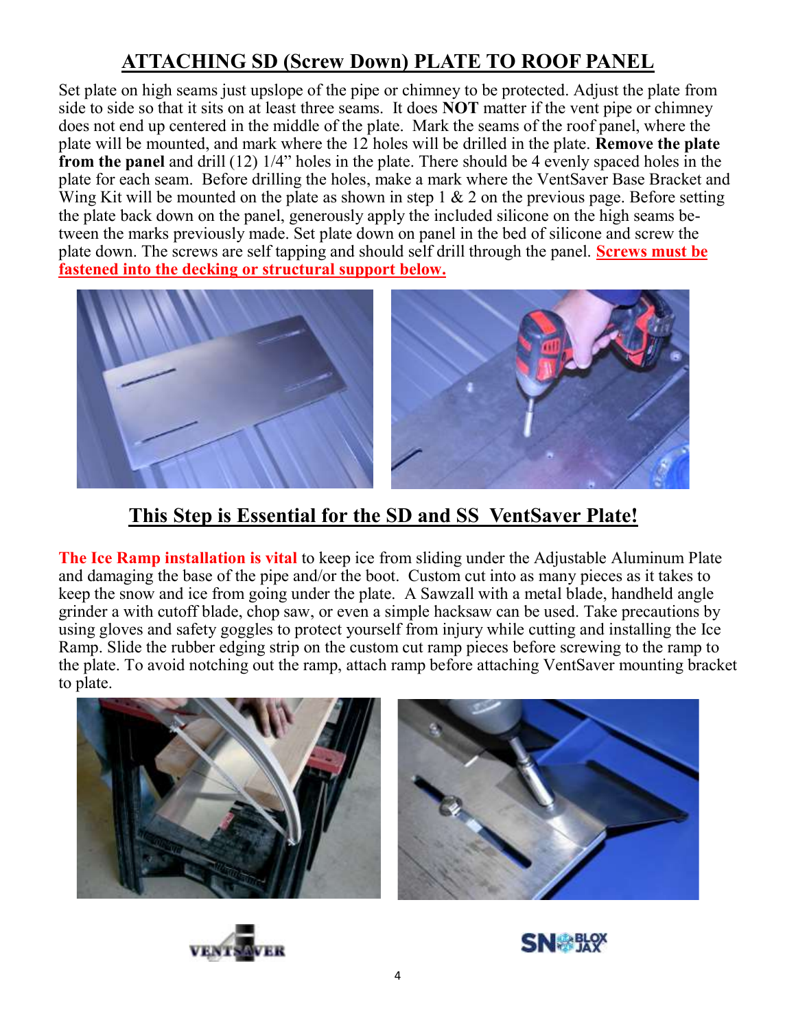# ATTACHING SD (Screw Down) PLATE TO ROOF PANEL

Set plate on high seams just upslope of the pipe or chimney to be protected. Adjust the plate from side to side so that it sits on at least three seams. It does **NOT** matter if the vent pipe or chimney does not end up centered in the middle of the plate. Mark the seams of the roof panel, where the plate will be mounted, and mark where the 12 holes will be drilled in the plate. **Remove the plate from the panel** and drill (12) 1/4" holes in the plate. There should be 4 evenly spaced holes in the plate for each seam. Before drilling the holes, make a mark where the VentSaver Base Bracket and Wing Kit will be mounted on the plate as shown in step 1 & 2 on the previous page. Before setting the plate back down on the panel, generously apply the included silicone on the high seams between the marks previously made. Set plate down on panel in the bed of silicone and screw the plate down. The screws are self tapping and should self drill through the panel. **Screws must be fastened into the decking or structural support below.**

## This Step is Essential for the SD and SS VentSaver Plate!

**The Ice Ramp installation is vital** to keep ice from sliding under the Adjustable Aluminum Plate and damaging the base of the pipe and/or the boot. Custom cut into as many pieces as it takes to keep the snow and ice from going under the plate. A Sawzall with a metal blade, handheld angle grinder a with cutoff blade, chop saw, or even a simple hacksaw can be used. Take precautions by using gloves and safety goggles to protect yourself from injury while cutting and installing the Ice Ramp. Slide the rubber edging strip on the custom cut ramp pieces before screwing to the ramp to the plate. To avoid notching out the ramp, attach ramp before attaching VentSaver mounting bracket to plate.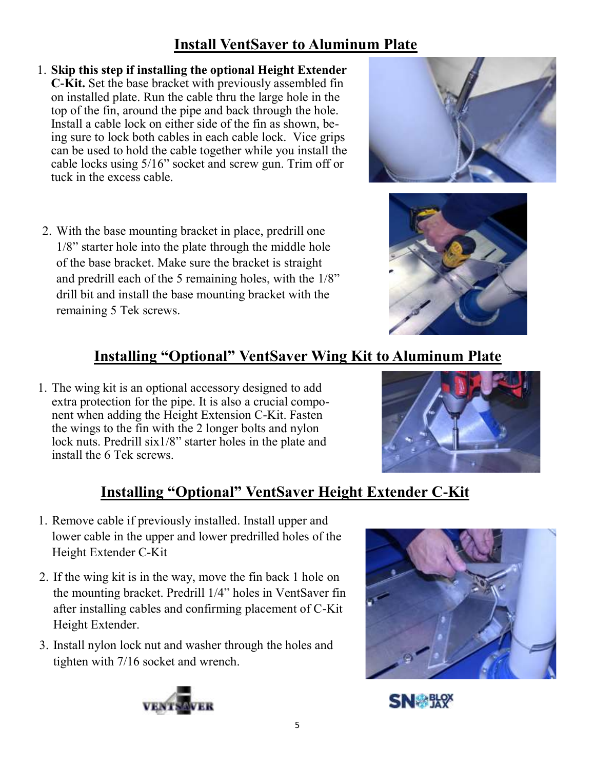## Install VentSaver to Aluminum Plate

1. **Skip this step if installing the optional Height Extender C-Kit.** Set the base bracket with previously assembled fin on installed plate. Run the cable thru the large hole in the top of the fin, around the pipe and back through the hole. Install a cable lock on either side of the fin as shown, being sure to lock both cables in each cable lock. Vice grips can be used to hold the cable together while you install the cable locks using 5/16" socket and screw gun. Trim off or tuck in the excess cable.

2. With the base mounting bracket in place, predrill one 1/8" starter hole into the plate through the middle hole of the base bracket. Make sure the bracket is straight and predrill each of the 5 remaining holes, with the 1/8" drill bit and install the base mounting bracket with the remaining 5 Tek screws.

## Installing "Optional" VentSaver Wing Kit to Aluminum Plate

1. The wing kit is an optional accessory designed to add extra protection for the pipe. It is also a crucial component when adding the Height Extension C-Kit. Fasten the wings to the fin with the 2 longer bolts and nylon lock nuts. Predrill six1/8" starter holes in the plate and install the 6 Tek screws.

## Installing "Optional" VentSaver Height Extender C-Kit

1. Remove cable if previously installed. Install upper and lower cable in the upper and lower predrilled holes of the Height Extender C-Kit

2. If the wing kit is in the way, move the fin back 1 hole on the mounting bracket. Predrill 1/4" holes in VentSaver fin after installing cables and confirming placement of C-Kit Height Extender.

3. Install nylon lock nut and washer through the holes and tighten with 7/16 socket and wrench.